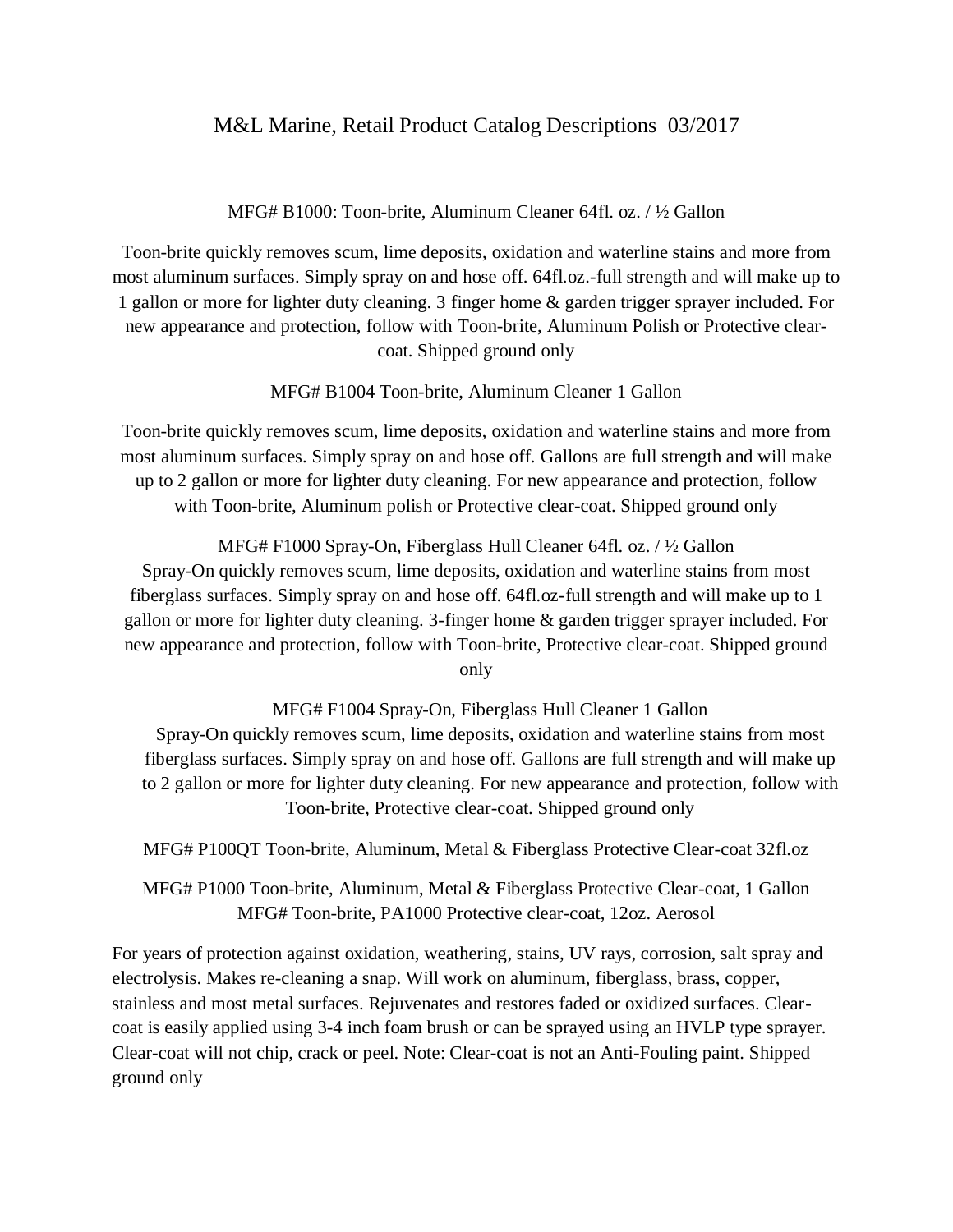# M&L Marine, Retail Product Catalog Descriptions 03/2017

MFG# B1000: Toon-brite, Aluminum Cleaner 64fl. oz. / ½ Gallon

Toon-brite quickly removes scum, lime deposits, oxidation and waterline stains and more from most aluminum surfaces. Simply spray on and hose off. 64fl.oz.-full strength and will make up to 1 gallon or more for lighter duty cleaning. 3 finger home & garden trigger sprayer included. For new appearance and protection, follow with Toon-brite, Aluminum Polish or Protective clear-coat. Shipped ground only

MFG# B1004 Toon-brite, Aluminum Cleaner 1 Gallon

Toon-brite quickly removes scum, lime deposits, oxidation and waterline stains and more from most aluminum surfaces. Simply spray on and hose off. Gallons are full strength and will make up to 2 gallon or more for lighter duty cleaning. For new appearance and protection, follow with Toon-brite, Aluminum polish or Protective clear-coat. Shipped ground only

MFG# F1000 Spray-On, Fiberglass Hull Cleaner 64fl. oz. / ½ Gallon

Spray-On quickly removes scum, lime deposits, oxidation and waterline stains from most fiberglass surfaces. Simply spray on and hose off. 64fl.oz-full strength and will make up to 1 gallon or more for lighter duty cleaning. 3-finger home & garden trigger sprayer included. For new appearance and protection, follow with Toon-brite, Protective clear-coat. Shipped ground only

MFG# F1004 Spray-On, Fiberglass Hull Cleaner 1 Gallon

Spray-On quickly removes scum, lime deposits, oxidation and waterline stains from most fiberglass surfaces. Simply spray on and hose off. Gallons are full strength and will make up to 2 gallon or more for lighter duty cleaning. For new appearance and protection, follow with Toon-brite, Protective clear-coat. Shipped ground only

MFG# P100QT Toon-brite, Aluminum, Metal & Fiberglass Protective Clear-coat 32fl.oz

MFG# P1000 Toon-brite, Aluminum, Metal & Fiberglass Protective Clear-coat, 1 Gallon
MFG# Toon-brite, PA1000 Protective clear-coat, 12oz. Aerosol

For years of protection against oxidation, weathering, stains, UV rays, corrosion, salt spray and electrolysis. Makes re-cleaning a snap. Will work on aluminum, fiberglass, brass, copper, stainless and most metal surfaces. Rejuvenates and restores faded or oxidized surfaces. Clear-coat is easily applied using 3-4 inch foam brush or can be sprayed using an HVLP type sprayer. Clear-coat will not chip, crack or peel. Note: Clear-coat is not an Anti-Fouling paint. Shipped ground only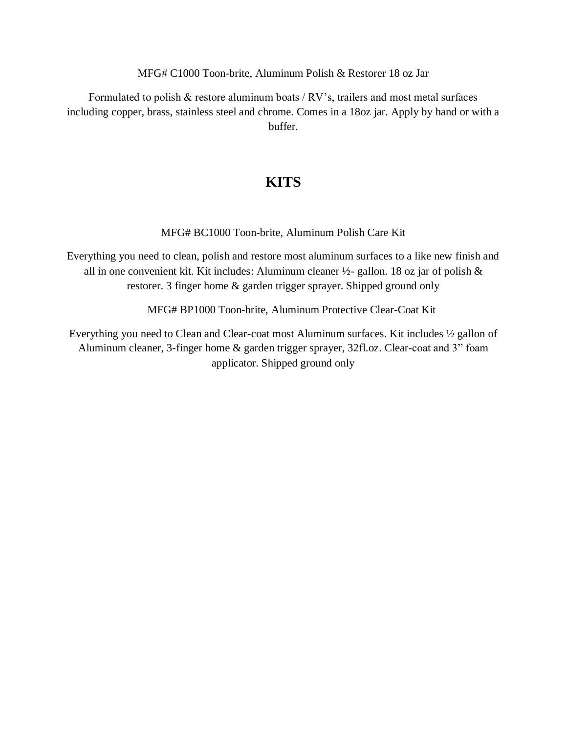MFG# C1000 Toon-brite, Aluminum Polish & Restorer 18 oz Jar

Formulated to polish & restore aluminum boats / RV's, trailers and most metal surfaces including copper, brass, stainless steel and chrome. Comes in a 18oz jar. Apply by hand or with a buffer.

## KITS

MFG# BC1000 Toon-brite, Aluminum Polish Care Kit

Everything you need to clean, polish and restore most aluminum surfaces to a like new finish and all in one convenient kit. Kit includes: Aluminum cleaner ½- gallon. 18 oz jar of polish & restorer. 3 finger home & garden trigger sprayer. Shipped ground only

MFG# BP1000 Toon-brite, Aluminum Protective Clear-Coat Kit

Everything you need to Clean and Clear-coat most Aluminum surfaces. Kit includes ½ gallon of Aluminum cleaner, 3-finger home & garden trigger sprayer, 32fl.oz. Clear-coat and 3" foam applicator. Shipped ground only